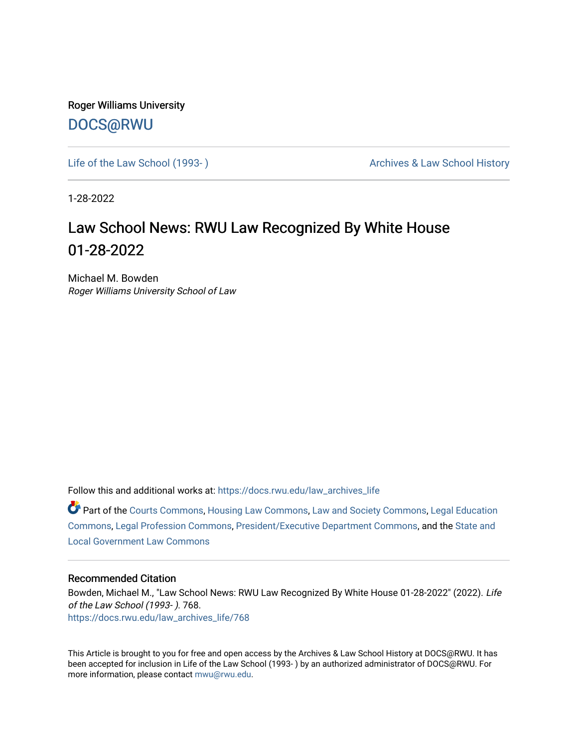Roger Williams University

DOCS@RWU

Life of the Law School (1993- ) | Archives & Law School History

1-28-2022

# Law School News: RWU Law Recognized By White House 01-28-2022

Michael M. Bowden
*Roger Williams University School of Law*

Follow this and additional works at: https://docs.rwu.edu/law_archives_life

Part of the Courts Commons, Housing Law Commons, Law and Society Commons, Legal Education Commons, Legal Profession Commons, President/Executive Department Commons, and the State and Local Government Law Commons

## Recommended Citation

Bowden, Michael M., "Law School News: RWU Law Recognized By White House 01-28-2022" (2022). *Life of the Law School (1993- ).* 768.
https://docs.rwu.edu/law_archives_life/768

This Article is brought to you for free and open access by the Archives & Law School History at DOCS@RWU. It has been accepted for inclusion in Life of the Law School (1993- ) by an authorized administrator of DOCS@RWU. For more information, please contact mwu@rwu.edu.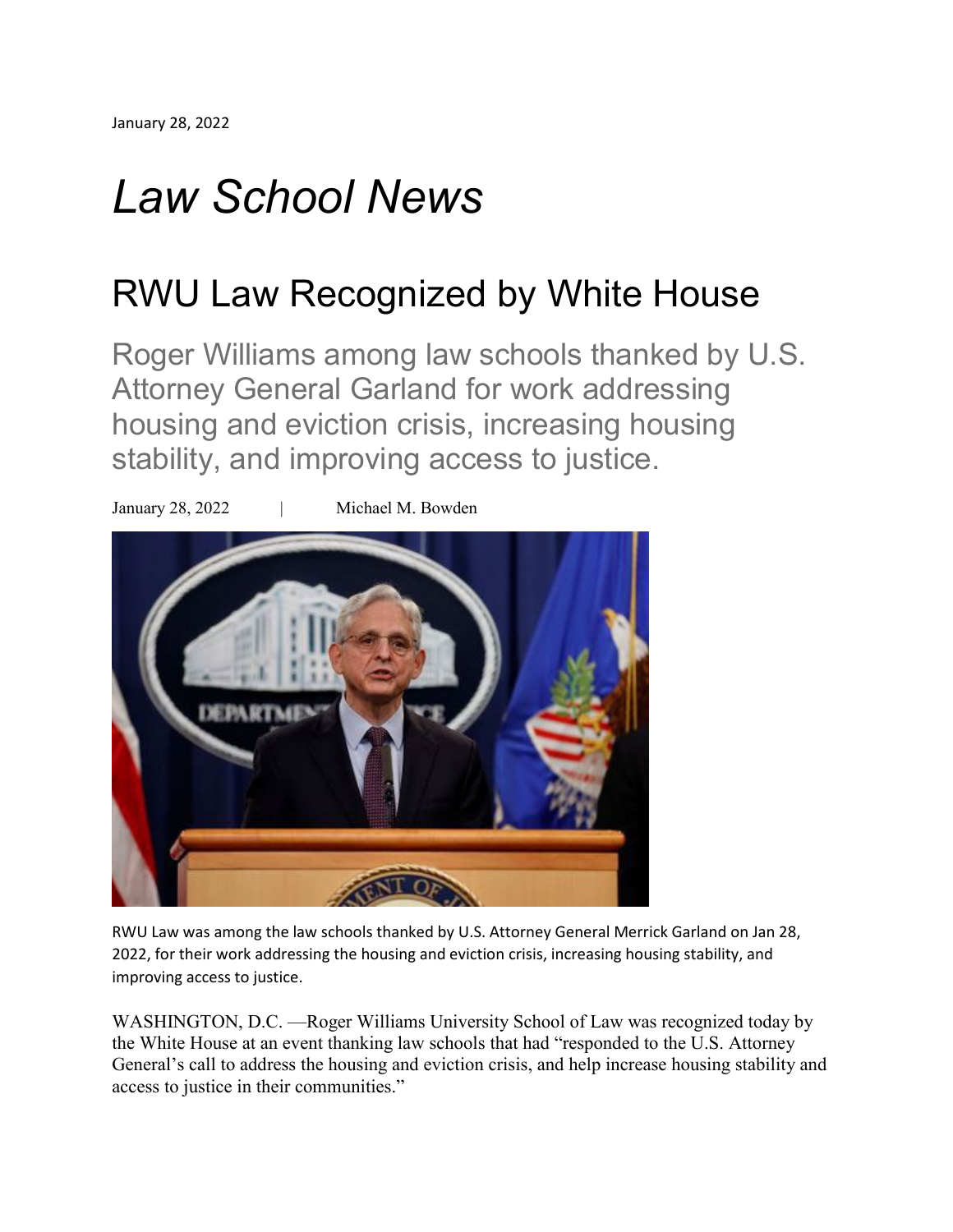January 28, 2022

# *Law School News*

## RWU Law Recognized by White House

### Roger Williams among law schools thanked by U.S. Attorney General Garland for work addressing housing and eviction crisis, increasing housing stability, and improving access to justice.

January 28, 2022 | Michael M. Bowden

RWU Law was among the law schools thanked by U.S. Attorney General Merrick Garland on Jan 28, 2022, for their work addressing the housing and eviction crisis, increasing housing stability, and improving access to justice.

WASHINGTON, D.C. —Roger Williams University School of Law was recognized today by the White House at an event thanking law schools that had "responded to the U.S. Attorney General's call to address the housing and eviction crisis, and help increase housing stability and access to justice in their communities."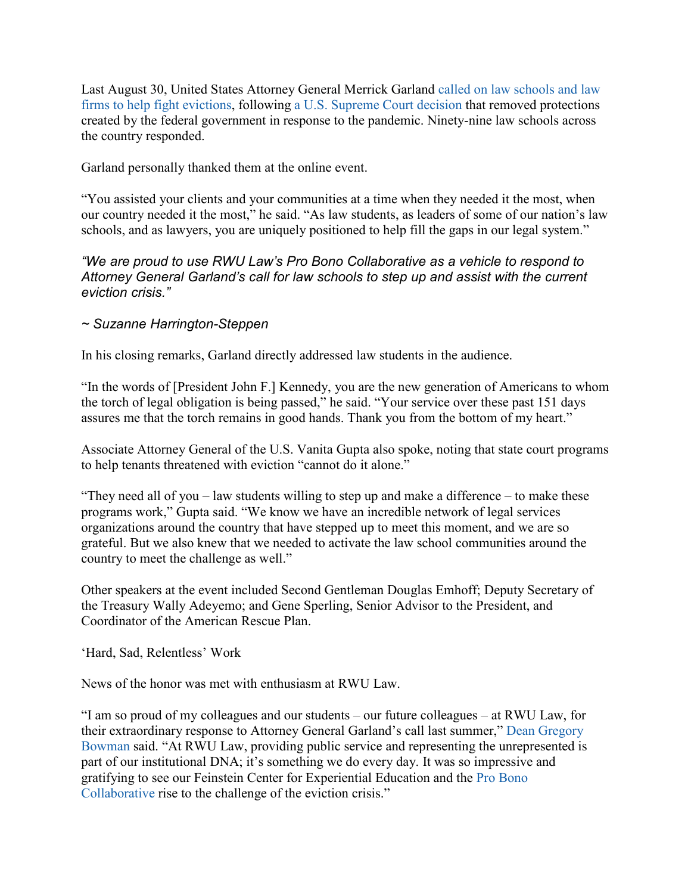Last August 30, United States Attorney General Merrick Garland called on law schools and law firms to help fight evictions, following a U.S. Supreme Court decision that removed protections created by the federal government in response to the pandemic. Ninety-nine law schools across the country responded.

Garland personally thanked them at the online event.

"You assisted your clients and your communities at a time when they needed it the most, when our country needed it the most," he said. "As law students, as leaders of some of our nation's law schools, and as lawyers, you are uniquely positioned to help fill the gaps in our legal system."

*"We are proud to use RWU Law's Pro Bono Collaborative as a vehicle to respond to Attorney General Garland's call for law schools to step up and assist with the current eviction crisis."*

*~ Suzanne Harrington-Steppen*

In his closing remarks, Garland directly addressed law students in the audience.

"In the words of [President John F.] Kennedy, you are the new generation of Americans to whom the torch of legal obligation is being passed," he said. "Your service over these past 151 days assures me that the torch remains in good hands. Thank you from the bottom of my heart."

Associate Attorney General of the U.S. Vanita Gupta also spoke, noting that state court programs to help tenants threatened with eviction "cannot do it alone."

"They need all of you – law students willing to step up and make a difference – to make these programs work," Gupta said. "We know we have an incredible network of legal services organizations around the country that have stepped up to meet this moment, and we are so grateful. But we also knew that we needed to activate the law school communities around the country to meet the challenge as well."

Other speakers at the event included Second Gentleman Douglas Emhoff; Deputy Secretary of the Treasury Wally Adeyemo; and Gene Sperling, Senior Advisor to the President, and Coordinator of the American Rescue Plan.

'Hard, Sad, Relentless' Work

News of the honor was met with enthusiasm at RWU Law.

"I am so proud of my colleagues and our students – our future colleagues – at RWU Law, for their extraordinary response to Attorney General Garland's call last summer," Dean Gregory Bowman said. "At RWU Law, providing public service and representing the unrepresented is part of our institutional DNA; it's something we do every day. It was so impressive and gratifying to see our Feinstein Center for Experiential Education and the Pro Bono Collaborative rise to the challenge of the eviction crisis."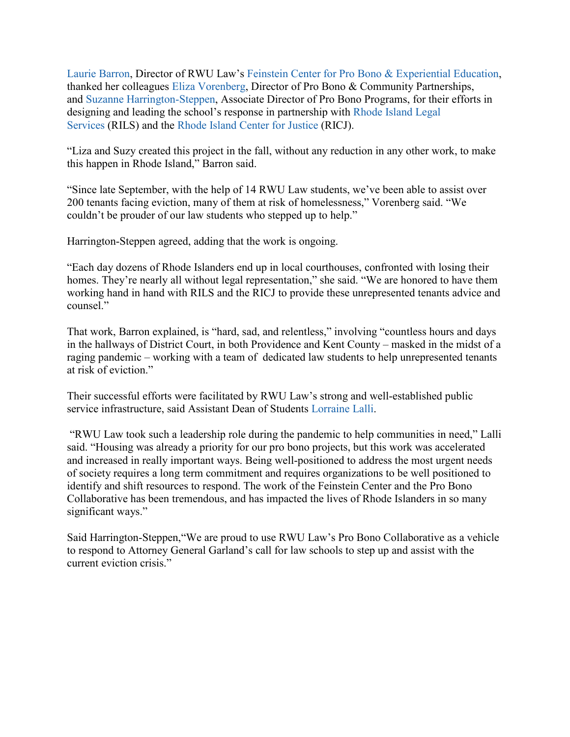Laurie Barron, Director of RWU Law's Feinstein Center for Pro Bono & Experiential Education, thanked her colleagues Eliza Vorenberg, Director of Pro Bono & Community Partnerships, and Suzanne Harrington-Steppen, Associate Director of Pro Bono Programs, for their efforts in designing and leading the school's response in partnership with Rhode Island Legal Services (RILS) and the Rhode Island Center for Justice (RICJ).

"Liza and Suzy created this project in the fall, without any reduction in any other work, to make this happen in Rhode Island," Barron said.

"Since late September, with the help of 14 RWU Law students, we've been able to assist over 200 tenants facing eviction, many of them at risk of homelessness," Vorenberg said. "We couldn't be prouder of our law students who stepped up to help."

Harrington-Steppen agreed, adding that the work is ongoing.

"Each day dozens of Rhode Islanders end up in local courthouses, confronted with losing their homes. They're nearly all without legal representation," she said. "We are honored to have them working hand in hand with RILS and the RICJ to provide these unrepresented tenants advice and counsel."

That work, Barron explained, is "hard, sad, and relentless," involving "countless hours and days in the hallways of District Court, in both Providence and Kent County – masked in the midst of a raging pandemic – working with a team of dedicated law students to help unrepresented tenants at risk of eviction."

Their successful efforts were facilitated by RWU Law's strong and well-established public service infrastructure, said Assistant Dean of Students Lorraine Lalli.

"RWU Law took such a leadership role during the pandemic to help communities in need," Lalli said. "Housing was already a priority for our pro bono projects, but this work was accelerated and increased in really important ways. Being well-positioned to address the most urgent needs of society requires a long term commitment and requires organizations to be well positioned to identify and shift resources to respond. The work of the Feinstein Center and the Pro Bono Collaborative has been tremendous, and has impacted the lives of Rhode Islanders in so many significant ways."

Said Harrington-Steppen,"We are proud to use RWU Law's Pro Bono Collaborative as a vehicle to respond to Attorney General Garland's call for law schools to step up and assist with the current eviction crisis."